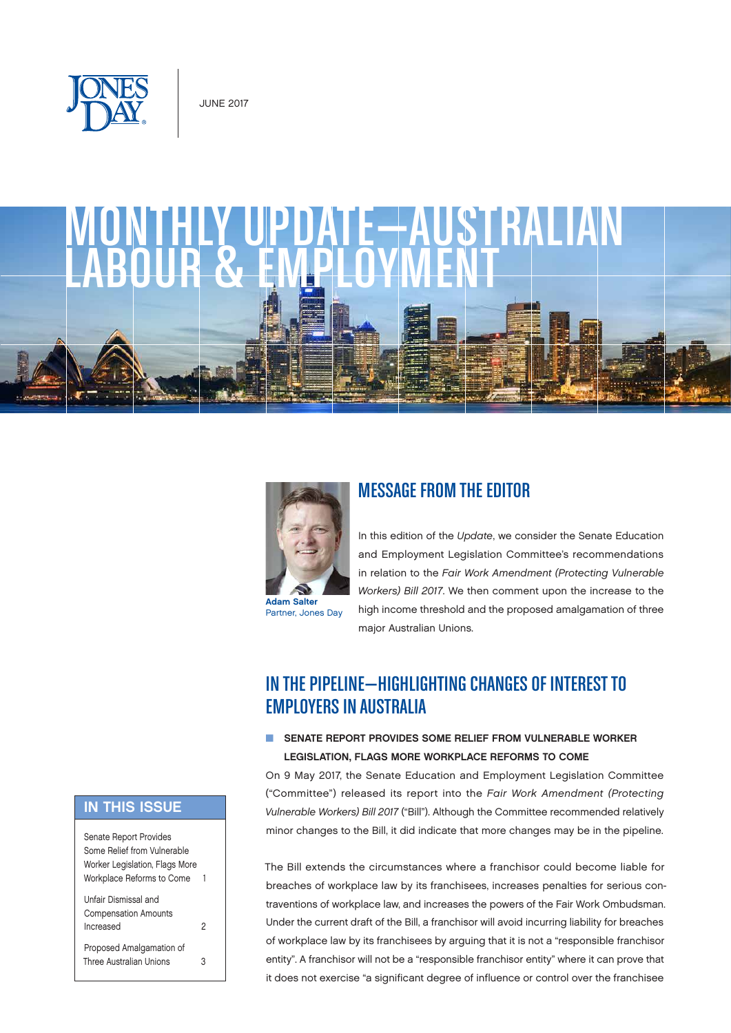JUNE 2017

# MONTHLY UPDATE—AUSTRALIAN LABOUR & EMPLOYMENT

**Adam Salter**
Partner, Jones Day

## MESSAGE FROM THE EDITOR

In this edition of the *Update*, we consider the Senate Education and Employment Legislation Committee's recommendations in relation to the *Fair Work Amendment (Protecting Vulnerable Workers) Bill 2017*. We then comment upon the increase to the high income threshold and the proposed amalgamation of three major Australian Unions.

## IN THIS ISSUE

| | |
|---|---|
| Senate Report Provides Some Relief from Vulnerable Worker Legislation, Flags More Workplace Reforms to Come | 1 |
| Unfair Dismissal and Compensation Amounts Increased | 2 |
| Proposed Amalgamation of Three Australian Unions | 3 |

## IN THE PIPELINE—HIGHLIGHTING CHANGES OF INTEREST TO EMPLOYERS IN AUSTRALIA

### SENATE REPORT PROVIDES SOME RELIEF FROM VULNERABLE WORKER LEGISLATION, FLAGS MORE WORKPLACE REFORMS TO COME

On 9 May 2017, the Senate Education and Employment Legislation Committee ("Committee") released its report into the *Fair Work Amendment (Protecting Vulnerable Workers) Bill 2017* ("Bill"). Although the Committee recommended relatively minor changes to the Bill, it did indicate that more changes may be in the pipeline.

The Bill extends the circumstances where a franchisor could become liable for breaches of workplace law by its franchisees, increases penalties for serious contraventions of workplace law, and increases the powers of the Fair Work Ombudsman. Under the current draft of the Bill, a franchisor will avoid incurring liability for breaches of workplace law by its franchisees by arguing that it is not a "responsible franchisor entity". A franchisor will not be a "responsible franchisor entity" where it can prove that it does not exercise "a significant degree of influence or control over the franchisee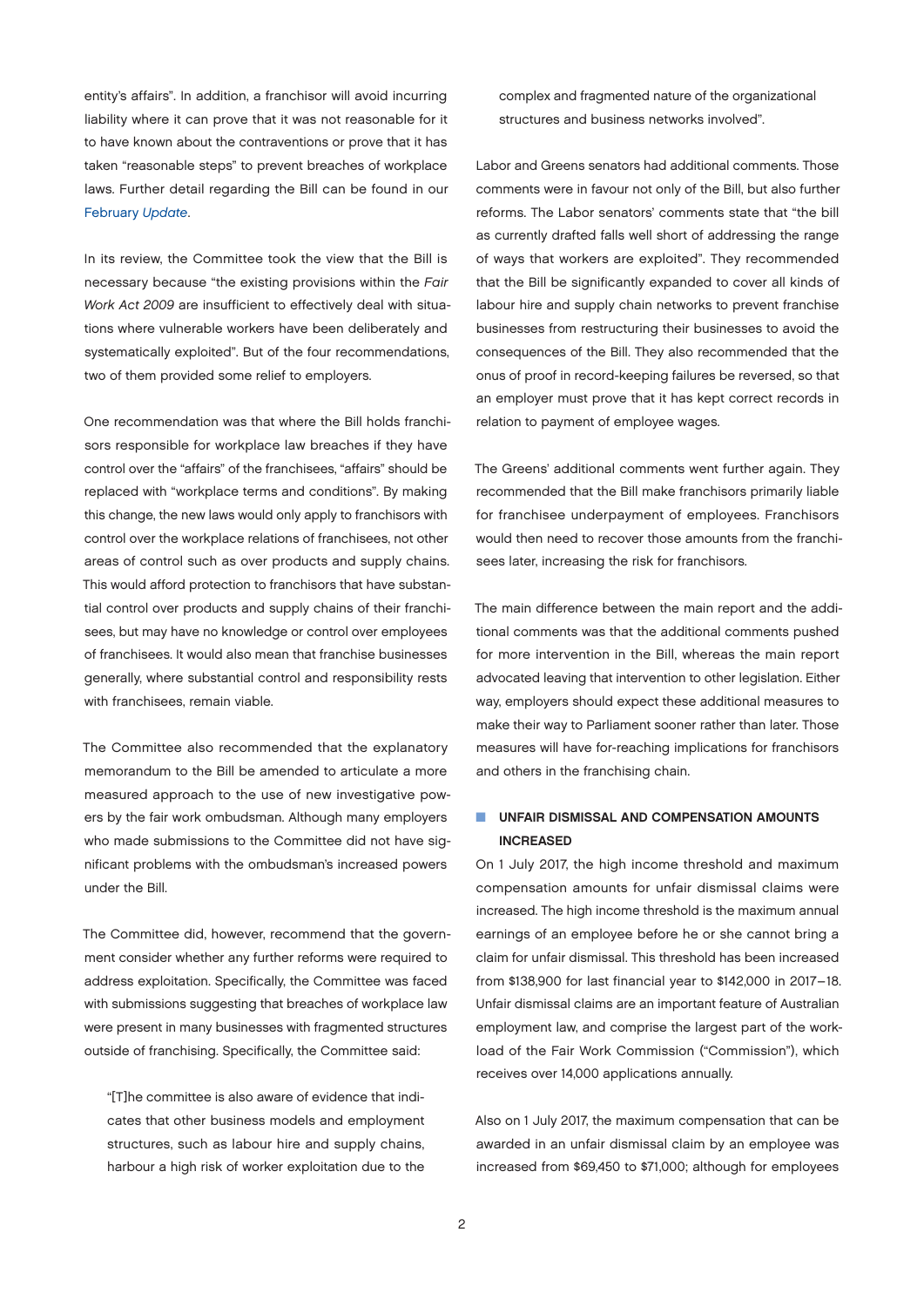entity's affairs". In addition, a franchisor will avoid incurring liability where it can prove that it was not reasonable for it to have known about the contraventions or prove that it has taken "reasonable steps" to prevent breaches of workplace laws. Further detail regarding the Bill can be found in our February *Update*.

In its review, the Committee took the view that the Bill is necessary because "the existing provisions within the *Fair Work Act 2009* are insufficient to effectively deal with situations where vulnerable workers have been deliberately and systematically exploited". But of the four recommendations, two of them provided some relief to employers.

One recommendation was that where the Bill holds franchisors responsible for workplace law breaches if they have control over the "affairs" of the franchisees, "affairs" should be replaced with "workplace terms and conditions". By making this change, the new laws would only apply to franchisors with control over the workplace relations of franchisees, not other areas of control such as over products and supply chains. This would afford protection to franchisors that have substantial control over products and supply chains of their franchisees, but may have no knowledge or control over employees of franchisees. It would also mean that franchise businesses generally, where substantial control and responsibility rests with franchisees, remain viable.

The Committee also recommended that the explanatory memorandum to the Bill be amended to articulate a more measured approach to the use of new investigative powers by the fair work ombudsman. Although many employers who made submissions to the Committee did not have significant problems with the ombudsman's increased powers under the Bill.

The Committee did, however, recommend that the government consider whether any further reforms were required to address exploitation. Specifically, the Committee was faced with submissions suggesting that breaches of workplace law were present in many businesses with fragmented structures outside of franchising. Specifically, the Committee said:

> "[T]he committee is also aware of evidence that indicates that other business models and employment structures, such as labour hire and supply chains, harbour a high risk of worker exploitation due to the complex and fragmented nature of the organizational structures and business networks involved".

Labor and Greens senators had additional comments. Those comments were in favour not only of the Bill, but also further reforms. The Labor senators' comments state that "the bill as currently drafted falls well short of addressing the range of ways that workers are exploited". They recommended that the Bill be significantly expanded to cover all kinds of labour hire and supply chain networks to prevent franchise businesses from restructuring their businesses to avoid the consequences of the Bill. They also recommended that the onus of proof in record-keeping failures be reversed, so that an employer must prove that it has kept correct records in relation to payment of employee wages.

The Greens' additional comments went further again. They recommended that the Bill make franchisors primarily liable for franchisee underpayment of employees. Franchisors would then need to recover those amounts from the franchisees later, increasing the risk for franchisors.

The main difference between the main report and the additional comments was that the additional comments pushed for more intervention in the Bill, whereas the main report advocated leaving that intervention to other legislation. Either way, employers should expect these additional measures to make their way to Parliament sooner rather than later. Those measures will have for-reaching implications for franchisors and others in the franchising chain.

## UNFAIR DISMISSAL AND COMPENSATION AMOUNTS INCREASED

On 1 July 2017, the high income threshold and maximum compensation amounts for unfair dismissal claims were increased. The high income threshold is the maximum annual earnings of an employee before he or she cannot bring a claim for unfair dismissal. This threshold has been increased from $138,900 for last financial year to $142,000 in 2017–18. Unfair dismissal claims are an important feature of Australian employment law, and comprise the largest part of the workload of the Fair Work Commission ("Commission"), which receives over 14,000 applications annually.

Also on 1 July 2017, the maximum compensation that can be awarded in an unfair dismissal claim by an employee was increased from $69,450 to $71,000; although for employees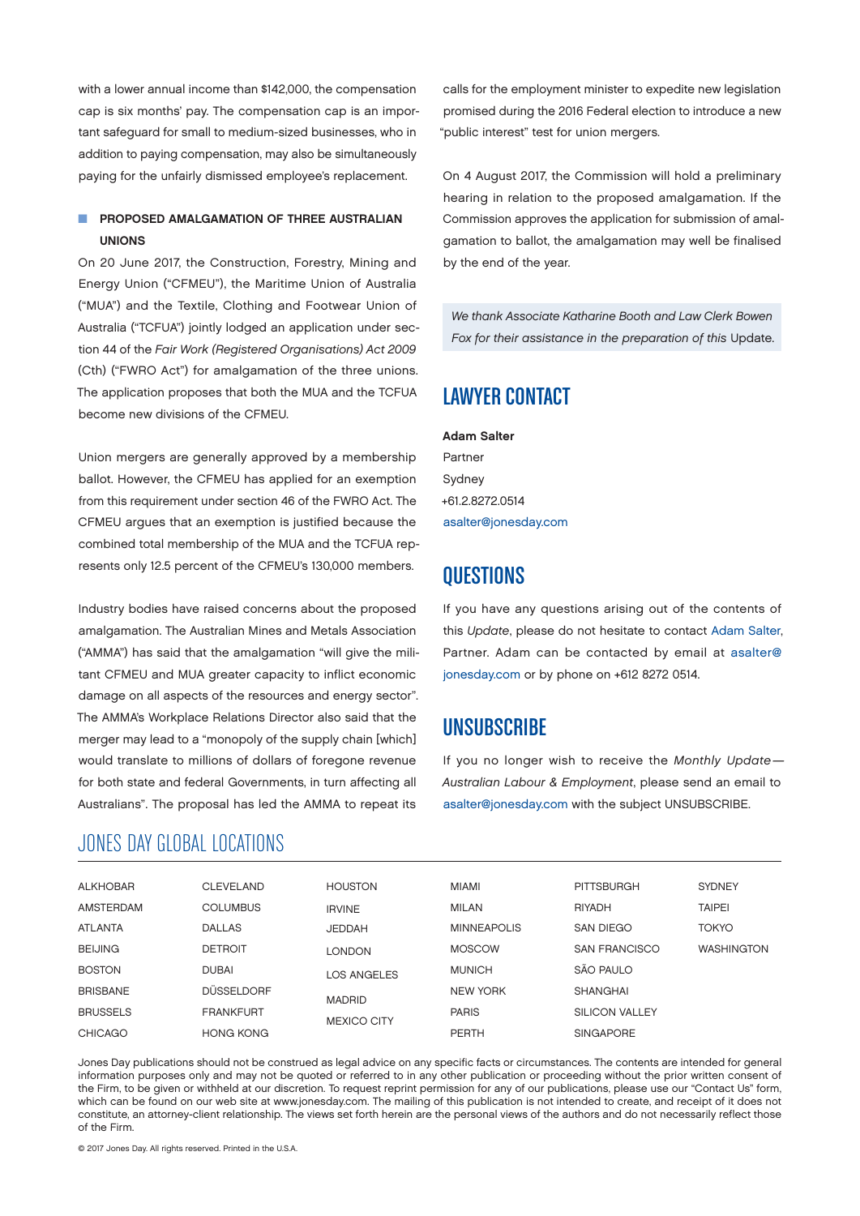with a lower annual income than $142,000, the compensation cap is six months' pay. The compensation cap is an important safeguard for small to medium-sized businesses, who in addition to paying compensation, may also be simultaneously paying for the unfairly dismissed employee's replacement.

### PROPOSED AMALGAMATION OF THREE AUSTRALIAN UNIONS

On 20 June 2017, the Construction, Forestry, Mining and Energy Union ("CFMEU"), the Maritime Union of Australia ("MUA") and the Textile, Clothing and Footwear Union of Australia ("TCFUA") jointly lodged an application under section 44 of the *Fair Work (Registered Organisations) Act 2009* (Cth) ("FWRO Act") for amalgamation of the three unions. The application proposes that both the MUA and the TCFUA become new divisions of the CFMEU.

Union mergers are generally approved by a membership ballot. However, the CFMEU has applied for an exemption from this requirement under section 46 of the FWRO Act. The CFMEU argues that an exemption is justified because the combined total membership of the MUA and the TCFUA represents only 12.5 percent of the CFMEU's 130,000 members.

Industry bodies have raised concerns about the proposed amalgamation. The Australian Mines and Metals Association ("AMMA") has said that the amalgamation "will give the militant CFMEU and MUA greater capacity to inflict economic damage on all aspects of the resources and energy sector". The AMMA's Workplace Relations Director also said that the merger may lead to a "monopoly of the supply chain [which] would translate to millions of dollars of foregone revenue for both state and federal Governments, in turn affecting all Australians". The proposal has led the AMMA to repeat its calls for the employment minister to expedite new legislation promised during the 2016 Federal election to introduce a new "public interest" test for union mergers.

On 4 August 2017, the Commission will hold a preliminary hearing in relation to the proposed amalgamation. If the Commission approves the application for submission of amalgamation to ballot, the amalgamation may well be finalised by the end of the year.

*We thank Associate Katharine Booth and Law Clerk Bowen Fox for their assistance in the preparation of this* Update.

## LAWYER CONTACT

**Adam Salter**
Partner
Sydney
+61.2.8272.0514
asalter@jonesday.com

## QUESTIONS

If you have any questions arising out of the contents of this *Update*, please do not hesitate to contact Adam Salter, Partner. Adam can be contacted by email at asalter@jonesday.com or by phone on +612 8272 0514.

## UNSUBSCRIBE

If you no longer wish to receive the *Monthly Update—Australian Labour & Employment*, please send an email to asalter@jonesday.com with the subject UNSUBSCRIBE.

## JONES DAY GLOBAL LOCATIONS

| | | | | | |
|---|---|---|---|---|---|
| ALKHOBAR | CLEVELAND | HOUSTON | MIAMI | PITTSBURGH | SYDNEY |
| AMSTERDAM | COLUMBUS | IRVINE | MILAN | RIYADH | TAIPEI |
| ATLANTA | DALLAS | JEDDAH | MINNEAPOLIS | SAN DIEGO | TOKYO |
| BEIJING | DETROIT | LONDON | MOSCOW | SAN FRANCISCO | WASHINGTON |
| BOSTON | DUBAI | LOS ANGELES | MUNICH | SÃO PAULO | |
| BRISBANE | DÜSSELDORF | MADRID | NEW YORK | SHANGHAI | |
| BRUSSELS | FRANKFURT | MEXICO CITY | PARIS | SILICON VALLEY | |
| CHICAGO | HONG KONG | | PERTH | SINGAPORE | |

Jones Day publications should not be construed as legal advice on any specific facts or circumstances. The contents are intended for general information purposes only and may not be quoted or referred to in any other publication or proceeding without the prior written consent of the Firm, to be given or withheld at our discretion. To request reprint permission for any of our publications, please use our "Contact Us" form, which can be found on our web site at www.jonesday.com. The mailing of this publication is not intended to create, and receipt of it does not constitute, an attorney-client relationship. The views set forth herein are the personal views of the authors and do not necessarily reflect those of the Firm.

© 2017 Jones Day. All rights reserved. Printed in the U.S.A.